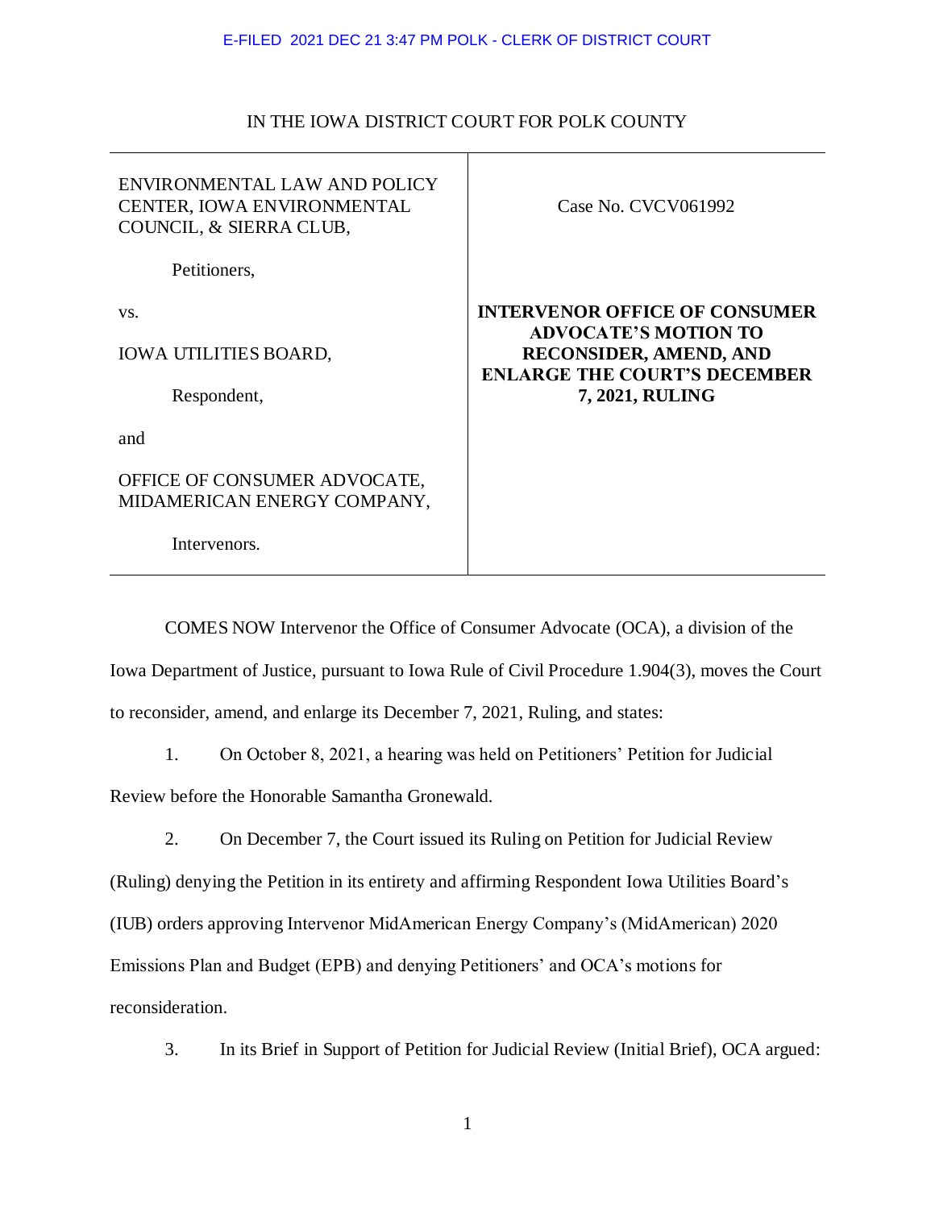E-FILED 2021 DEC 21 3:47 PM POLK - CLERK OF DISTRICT COURT

IN THE IOWA DISTRICT COURT FOR POLK COUNTY

| | |
|---|---|
| ENVIRONMENTAL LAW AND POLICY CENTER, IOWA ENVIRONMENTAL COUNCIL, & SIERRA CLUB,<br><br>Petitioners,<br><br>vs.<br><br>IOWA UTILITIES BOARD,<br><br>Respondent,<br><br>and<br><br>OFFICE OF CONSUMER ADVOCATE, MIDAMERICAN ENERGY COMPANY,<br><br>Intervenors. | Case No. CVCV061992<br><br>**INTERVENOR OFFICE OF CONSUMER ADVOCATE'S MOTION TO RECONSIDER, AMEND, AND ENLARGE THE COURT'S DECEMBER 7, 2021, RULING** |

COMES NOW Intervenor the Office of Consumer Advocate (OCA), a division of the Iowa Department of Justice, pursuant to Iowa Rule of Civil Procedure 1.904(3), moves the Court to reconsider, amend, and enlarge its December 7, 2021, Ruling, and states:

1. On October 8, 2021, a hearing was held on Petitioners' Petition for Judicial Review before the Honorable Samantha Gronewald.

2. On December 7, the Court issued its Ruling on Petition for Judicial Review (Ruling) denying the Petition in its entirety and affirming Respondent Iowa Utilities Board's (IUB) orders approving Intervenor MidAmerican Energy Company's (MidAmerican) 2020 Emissions Plan and Budget (EPB) and denying Petitioners' and OCA's motions for reconsideration.

3. In its Brief in Support of Petition for Judicial Review (Initial Brief), OCA argued: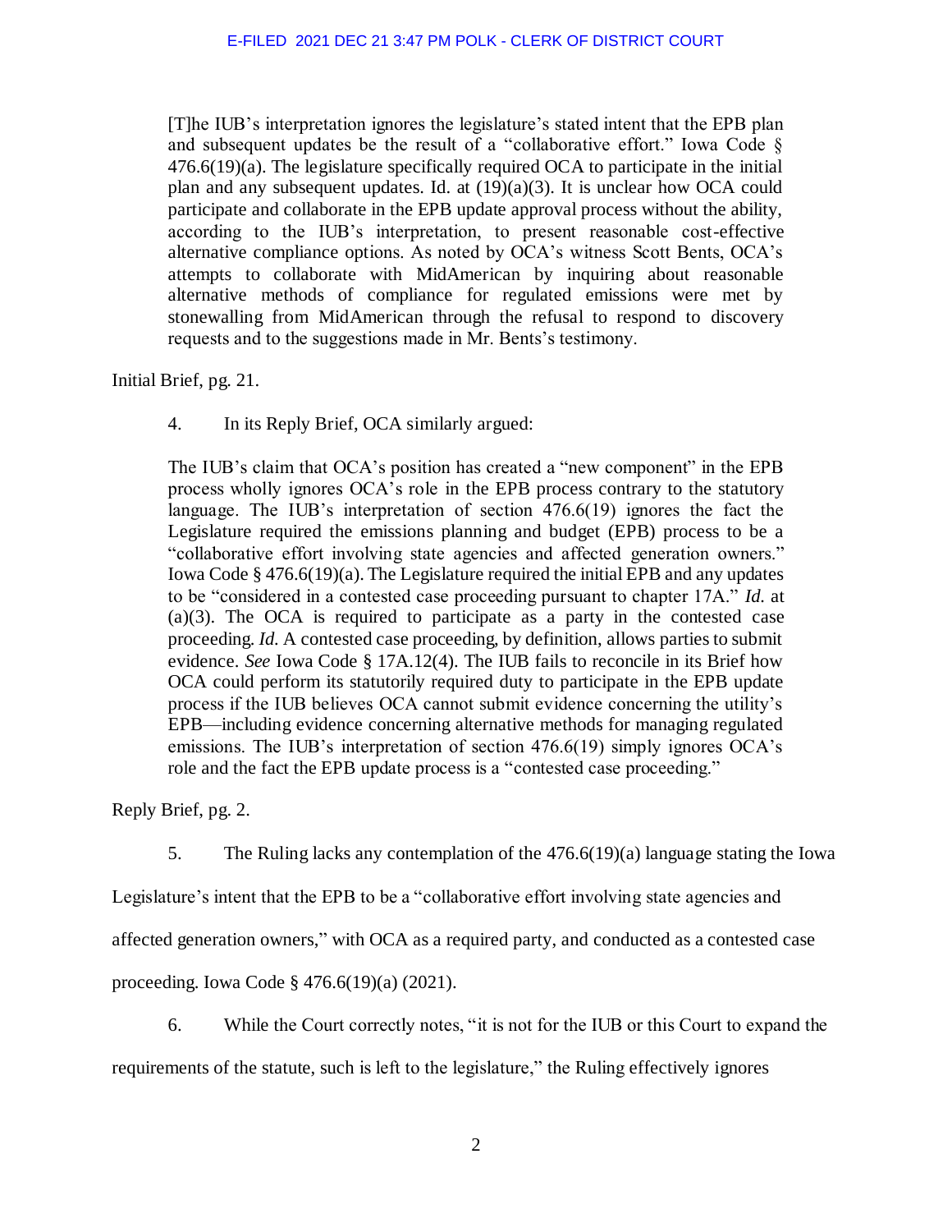> [T]he IUB's interpretation ignores the legislature's stated intent that the EPB plan and subsequent updates be the result of a "collaborative effort." Iowa Code § 476.6(19)(a). The legislature specifically required OCA to participate in the initial plan and any subsequent updates. Id. at (19)(a)(3). It is unclear how OCA could participate and collaborate in the EPB update approval process without the ability, according to the IUB's interpretation, to present reasonable cost-effective alternative compliance options. As noted by OCA's witness Scott Bents, OCA's attempts to collaborate with MidAmerican by inquiring about reasonable alternative methods of compliance for regulated emissions were met by stonewalling from MidAmerican through the refusal to respond to discovery requests and to the suggestions made in Mr. Bents's testimony.

Initial Brief, pg. 21.

4. In its Reply Brief, OCA similarly argued:

> The IUB's claim that OCA's position has created a "new component" in the EPB process wholly ignores OCA's role in the EPB process contrary to the statutory language. The IUB's interpretation of section 476.6(19) ignores the fact the Legislature required the emissions planning and budget (EPB) process to be a "collaborative effort involving state agencies and affected generation owners." Iowa Code § 476.6(19)(a). The Legislature required the initial EPB and any updates to be "considered in a contested case proceeding pursuant to chapter 17A." *Id.* at (a)(3). The OCA is required to participate as a party in the contested case proceeding. *Id.* A contested case proceeding, by definition, allows parties to submit evidence. *See* Iowa Code § 17A.12(4). The IUB fails to reconcile in its Brief how OCA could perform its statutorily required duty to participate in the EPB update process if the IUB believes OCA cannot submit evidence concerning the utility's EPB—including evidence concerning alternative methods for managing regulated emissions. The IUB's interpretation of section 476.6(19) simply ignores OCA's role and the fact the EPB update process is a "contested case proceeding."

Reply Brief, pg. 2.

5. The Ruling lacks any contemplation of the 476.6(19)(a) language stating the Iowa Legislature's intent that the EPB to be a "collaborative effort involving state agencies and affected generation owners," with OCA as a required party, and conducted as a contested case proceeding. Iowa Code § 476.6(19)(a) (2021).

6. While the Court correctly notes, "it is not for the IUB or this Court to expand the requirements of the statute, such is left to the legislature," the Ruling effectively ignores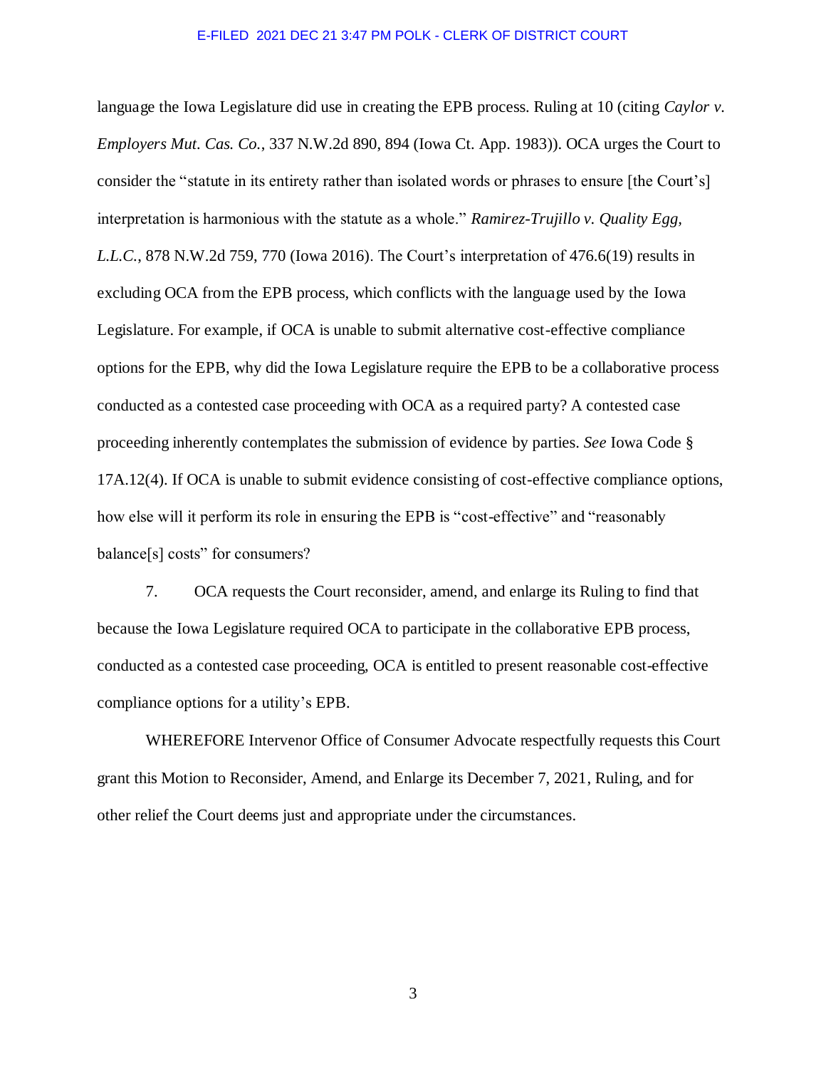language the Iowa Legislature did use in creating the EPB process. Ruling at 10 (citing *Caylor v. Employers Mut. Cas. Co.*, 337 N.W.2d 890, 894 (Iowa Ct. App. 1983)). OCA urges the Court to consider the "statute in its entirety rather than isolated words or phrases to ensure [the Court's] interpretation is harmonious with the statute as a whole." *Ramirez-Trujillo v. Quality Egg, L.L.C.*, 878 N.W.2d 759, 770 (Iowa 2016). The Court's interpretation of 476.6(19) results in excluding OCA from the EPB process, which conflicts with the language used by the Iowa Legislature. For example, if OCA is unable to submit alternative cost-effective compliance options for the EPB, why did the Iowa Legislature require the EPB to be a collaborative process conducted as a contested case proceeding with OCA as a required party? A contested case proceeding inherently contemplates the submission of evidence by parties. *See* Iowa Code § 17A.12(4). If OCA is unable to submit evidence consisting of cost-effective compliance options, how else will it perform its role in ensuring the EPB is "cost-effective" and "reasonably balance[s] costs" for consumers?

7. OCA requests the Court reconsider, amend, and enlarge its Ruling to find that because the Iowa Legislature required OCA to participate in the collaborative EPB process, conducted as a contested case proceeding, OCA is entitled to present reasonable cost-effective compliance options for a utility's EPB.

WHEREFORE Intervenor Office of Consumer Advocate respectfully requests this Court grant this Motion to Reconsider, Amend, and Enlarge its December 7, 2021, Ruling, and for other relief the Court deems just and appropriate under the circumstances.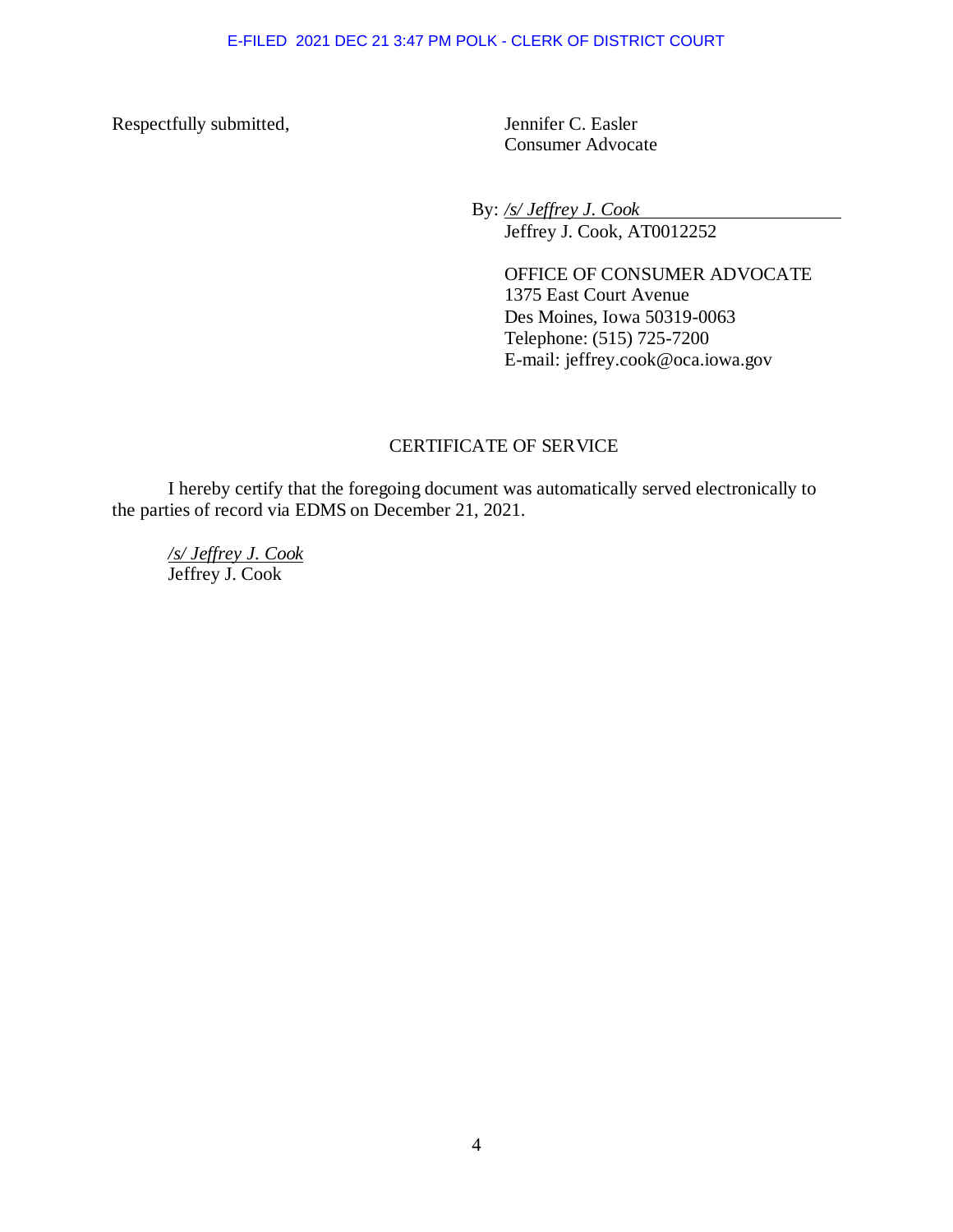Respectfully submitted,

Jennifer C. Easler
Consumer Advocate

By: */s/ Jeffrey J. Cook*
Jeffrey J. Cook, AT0012252

OFFICE OF CONSUMER ADVOCATE
1375 East Court Avenue
Des Moines, Iowa 50319-0063
Telephone: (515) 725-7200
E-mail: jeffrey.cook@oca.iowa.gov

## CERTIFICATE OF SERVICE

I hereby certify that the foregoing document was automatically served electronically to the parties of record via EDMS on December 21, 2021.

*/s/ Jeffrey J. Cook*
Jeffrey J. Cook